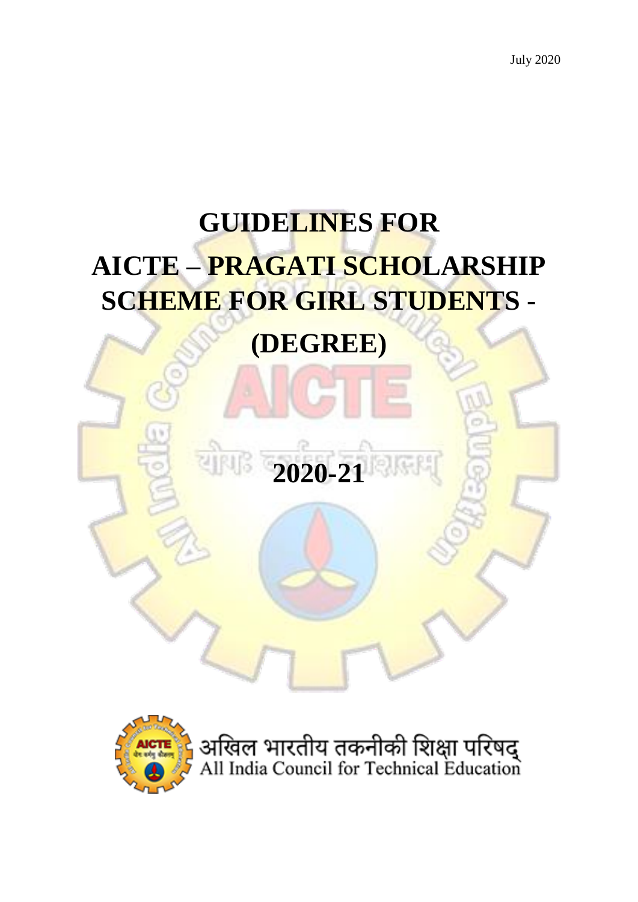July 2020

# GUIDELINES FOR AICTE – PRAGATI SCHOLARSHIP SCHEME FOR GIRL STUDENTS - (DEGREE)

# 2020-21

अखिल भारतीय तकनीकी शिक्षा परिषद्
All India Council for Technical Education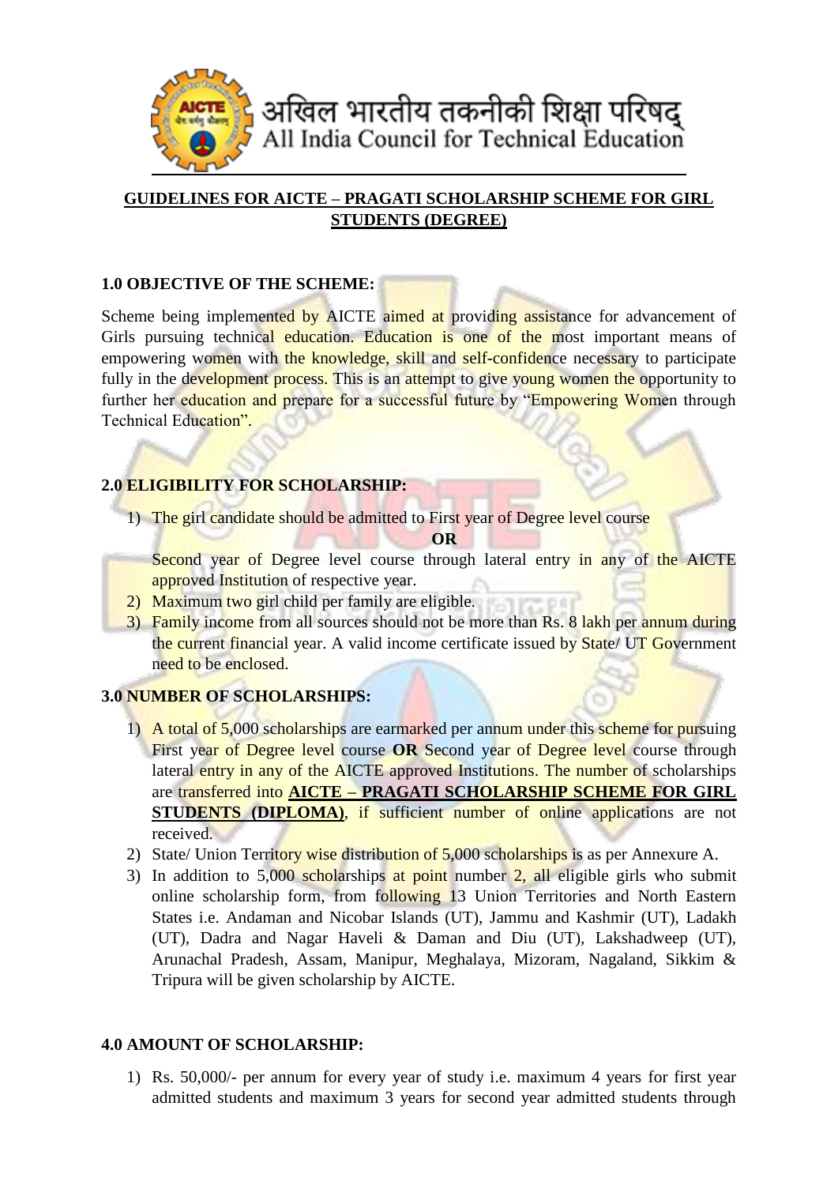## GUIDELINES FOR AICTE – PRAGATI SCHOLARSHIP SCHEME FOR GIRL STUDENTS (DEGREE)

### 1.0 OBJECTIVE OF THE SCHEME:

Scheme being implemented by AICTE aimed at providing assistance for advancement of Girls pursuing technical education. Education is one of the most important means of empowering women with the knowledge, skill and self-confidence necessary to participate fully in the development process. This is an attempt to give young women the opportunity to further her education and prepare for a successful future by "Empowering Women through Technical Education".

### 2.0 ELIGIBILITY FOR SCHOLARSHIP:

1) The girl candidate should be admitted to First year of Degree level course

   **OR**

   Second year of Degree level course through lateral entry in any of the AICTE approved Institution of respective year.
2) Maximum two girl child per family are eligible.
3) Family income from all sources should not be more than Rs. 8 lakh per annum during the current financial year. A valid income certificate issued by State/ UT Government need to be enclosed.

### 3.0 NUMBER OF SCHOLARSHIPS:

1) A total of 5,000 scholarships are earmarked per annum under this scheme for pursuing First year of Degree level course **OR** Second year of Degree level course through lateral entry in any of the AICTE approved Institutions. The number of scholarships are transferred into **AICTE – PRAGATI SCHOLARSHIP SCHEME FOR GIRL STUDENTS (DIPLOMA)**, if sufficient number of online applications are not received.
2) State/ Union Territory wise distribution of 5,000 scholarships is as per Annexure A.
3) In addition to 5,000 scholarships at point number 2, all eligible girls who submit online scholarship form, from following 13 Union Territories and North Eastern States i.e. Andaman and Nicobar Islands (UT), Jammu and Kashmir (UT), Ladakh (UT), Dadra and Nagar Haveli & Daman and Diu (UT), Lakshadweep (UT), Arunachal Pradesh, Assam, Manipur, Meghalaya, Mizoram, Nagaland, Sikkim & Tripura will be given scholarship by AICTE.

### 4.0 AMOUNT OF SCHOLARSHIP:

1) Rs. 50,000/- per annum for every year of study i.e. maximum 4 years for first year admitted students and maximum 3 years for second year admitted students through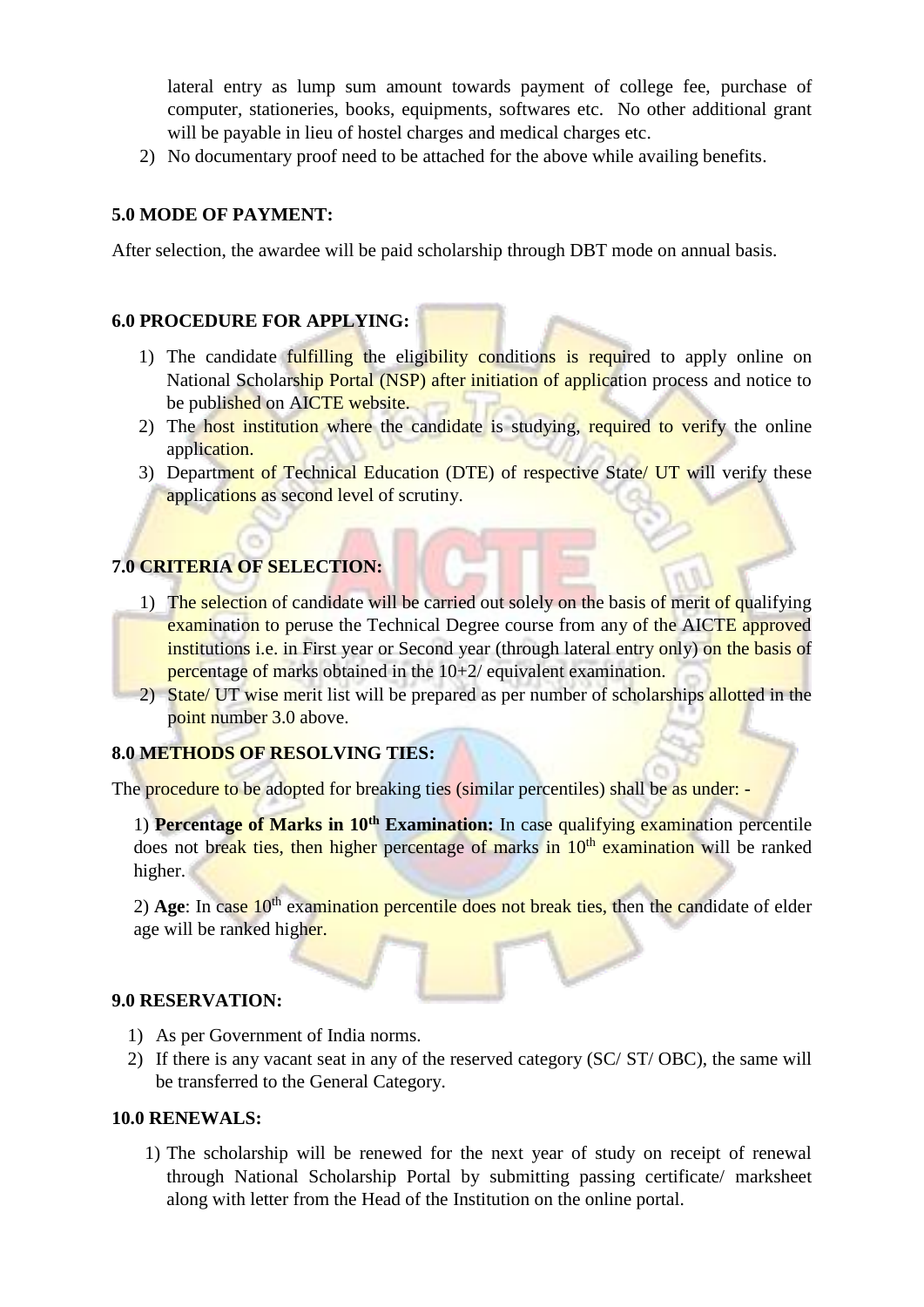lateral entry as lump sum amount towards payment of college fee, purchase of computer, stationeries, books, equipments, softwares etc. No other additional grant will be payable in lieu of hostel charges and medical charges etc.

2) No documentary proof need to be attached for the above while availing benefits.

## 5.0 MODE OF PAYMENT:

After selection, the awardee will be paid scholarship through DBT mode on annual basis.

## 6.0 PROCEDURE FOR APPLYING:

1) The candidate fulfilling the eligibility conditions is required to apply online on National Scholarship Portal (NSP) after initiation of application process and notice to be published on AICTE website.
2) The host institution where the candidate is studying, required to verify the online application.
3) Department of Technical Education (DTE) of respective State/ UT will verify these applications as second level of scrutiny.

## 7.0 CRITERIA OF SELECTION:

1) The selection of candidate will be carried out solely on the basis of merit of qualifying examination to peruse the Technical Degree course from any of the AICTE approved institutions i.e. in First year or Second year (through lateral entry only) on the basis of percentage of marks obtained in the 10+2/ equivalent examination.
2) State/ UT wise merit list will be prepared as per number of scholarships allotted in the point number 3.0 above.

## 8.0 METHODS OF RESOLVING TIES:

The procedure to be adopted for breaking ties (similar percentiles) shall be as under: -

1) **Percentage of Marks in 10th Examination:** In case qualifying examination percentile does not break ties, then higher percentage of marks in 10th examination will be ranked higher.

2) **Age**: In case 10th examination percentile does not break ties, then the candidate of elder age will be ranked higher.

## 9.0 RESERVATION:

1) As per Government of India norms.
2) If there is any vacant seat in any of the reserved category (SC/ ST/ OBC), the same will be transferred to the General Category.

## 10.0 RENEWALS:

1) The scholarship will be renewed for the next year of study on receipt of renewal through National Scholarship Portal by submitting passing certificate/ marksheet along with letter from the Head of the Institution on the online portal.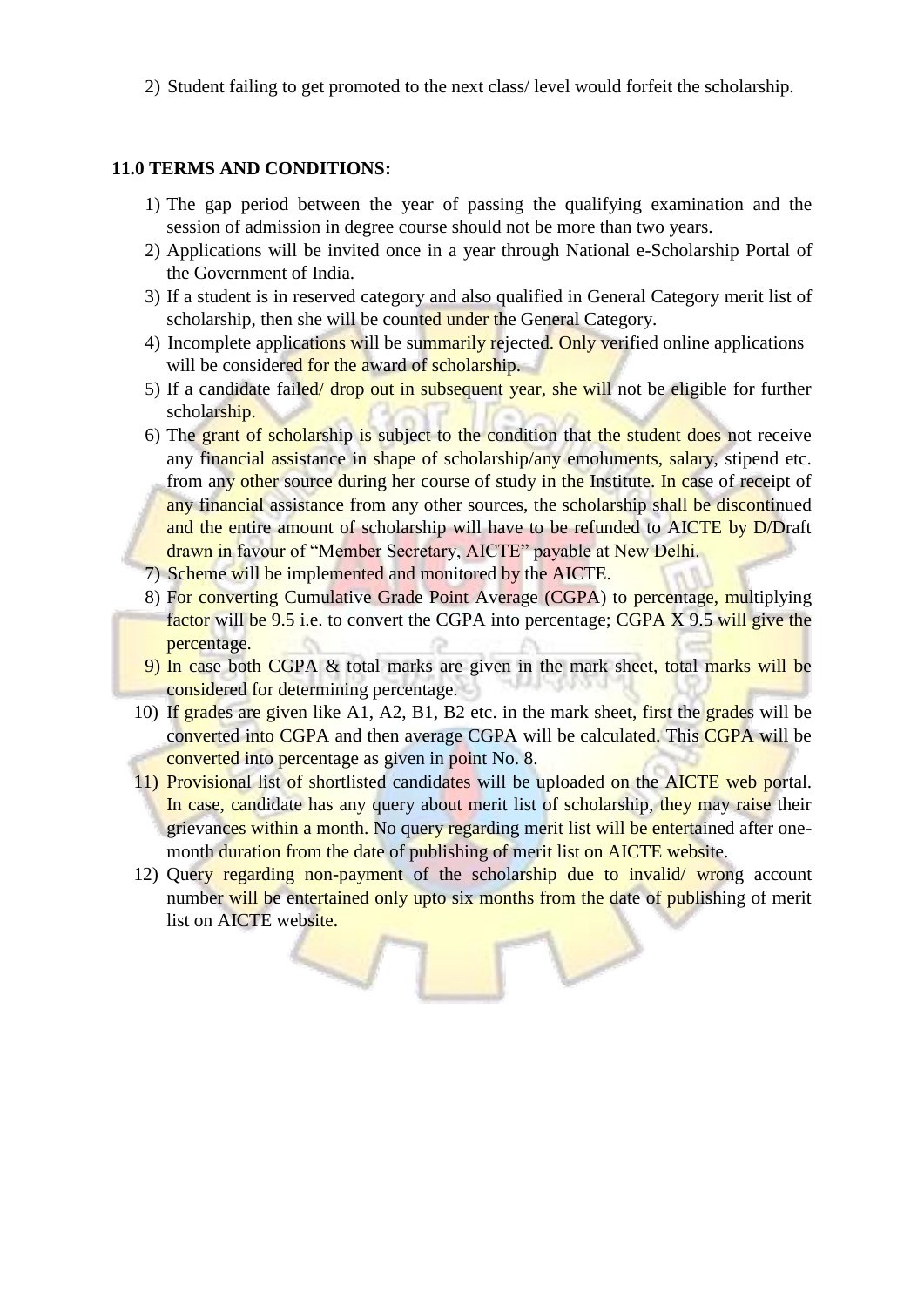2) Student failing to get promoted to the next class/ level would forfeit the scholarship.

**11.0 TERMS AND CONDITIONS:**

1) The gap period between the year of passing the qualifying examination and the session of admission in degree course should not be more than two years.
2) Applications will be invited once in a year through National e-Scholarship Portal of the Government of India.
3) If a student is in reserved category and also qualified in General Category merit list of scholarship, then she will be counted under the General Category.
4) Incomplete applications will be summarily rejected. Only verified online applications will be considered for the award of scholarship.
5) If a candidate failed/ drop out in subsequent year, she will not be eligible for further scholarship.
6) The grant of scholarship is subject to the condition that the student does not receive any financial assistance in shape of scholarship/any emoluments, salary, stipend etc. from any other source during her course of study in the Institute. In case of receipt of any financial assistance from any other sources, the scholarship shall be discontinued and the entire amount of scholarship will have to be refunded to AICTE by D/Draft drawn in favour of "Member Secretary, AICTE" payable at New Delhi.
7) Scheme will be implemented and monitored by the AICTE.
8) For converting Cumulative Grade Point Average (CGPA) to percentage, multiplying factor will be 9.5 i.e. to convert the CGPA into percentage; CGPA X 9.5 will give the percentage.
9) In case both CGPA & total marks are given in the mark sheet, total marks will be considered for determining percentage.
10) If grades are given like A1, A2, B1, B2 etc. in the mark sheet, first the grades will be converted into CGPA and then average CGPA will be calculated. This CGPA will be converted into percentage as given in point No. 8.
11) Provisional list of shortlisted candidates will be uploaded on the AICTE web portal. In case, candidate has any query about merit list of scholarship, they may raise their grievances within a month. No query regarding merit list will be entertained after one-month duration from the date of publishing of merit list on AICTE website.
12) Query regarding non-payment of the scholarship due to invalid/ wrong account number will be entertained only upto six months from the date of publishing of merit list on AICTE website.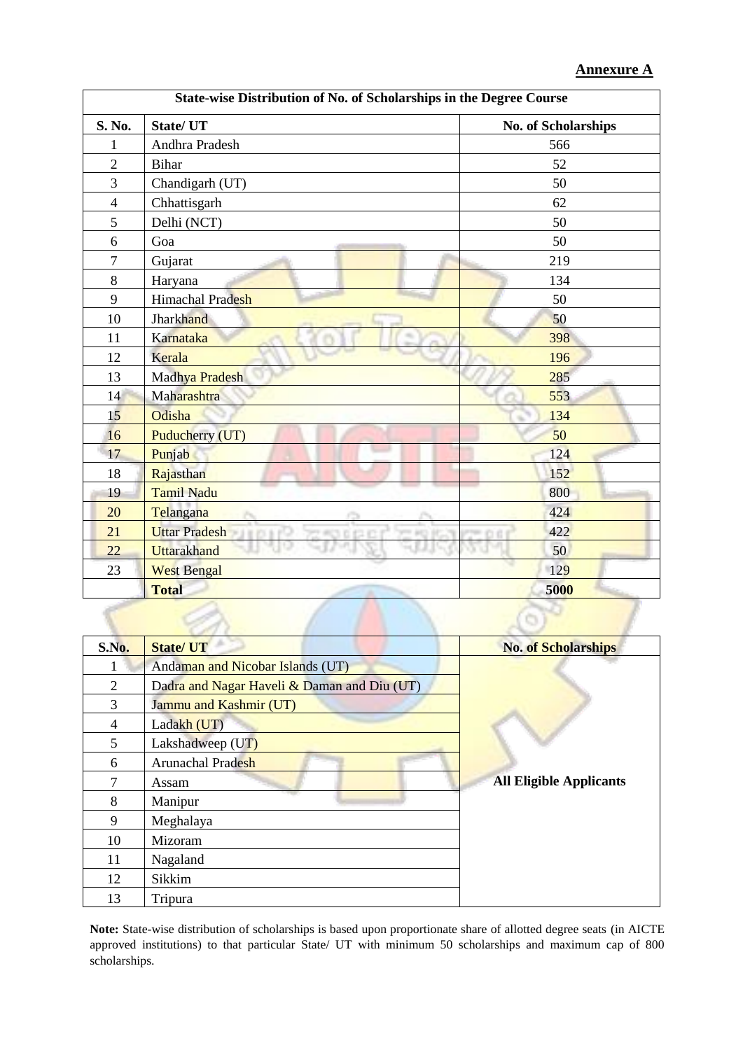**Annexure A**

| State-wise Distribution of No. of Scholarships in the Degree Course | | |
|---|---|---|
| **S. No.** | **State/ UT** | **No. of Scholarships** |
| 1 | Andhra Pradesh | 566 |
| 2 | Bihar | 52 |
| 3 | Chandigarh (UT) | 50 |
| 4 | Chhattisgarh | 62 |
| 5 | Delhi (NCT) | 50 |
| 6 | Goa | 50 |
| 7 | Gujarat | 219 |
| 8 | Haryana | 134 |
| 9 | Himachal Pradesh | 50 |
| 10 | Jharkhand | 50 |
| 11 | Karnataka | 398 |
| 12 | Kerala | 196 |
| 13 | Madhya Pradesh | 285 |
| 14 | Maharashtra | 553 |
| 15 | Odisha | 134 |
| 16 | Puducherry (UT) | 50 |
| 17 | Punjab | 124 |
| 18 | Rajasthan | 152 |
| 19 | Tamil Nadu | 800 |
| 20 | Telangana | 424 |
| 21 | Uttar Pradesh | 422 |
| 22 | Uttarakhand | 50 |
| 23 | West Bengal | 129 |
| | **Total** | **5000** |

| S.No. | State/ UT | No. of Scholarships |
|---|---|---|
| 1 | Andaman and Nicobar Islands (UT) | **All Eligible Applicants** |
| 2 | Dadra and Nagar Haveli & Daman and Diu (UT) | |
| 3 | Jammu and Kashmir (UT) | |
| 4 | Ladakh (UT) | |
| 5 | Lakshadweep (UT) | |
| 6 | Arunachal Pradesh | |
| 7 | Assam | |
| 8 | Manipur | |
| 9 | Meghalaya | |
| 10 | Mizoram | |
| 11 | Nagaland | |
| 12 | Sikkim | |
| 13 | Tripura | |

**Note:** State-wise distribution of scholarships is based upon proportionate share of allotted degree seats (in AICTE approved institutions) to that particular State/ UT with minimum 50 scholarships and maximum cap of 800 scholarships.